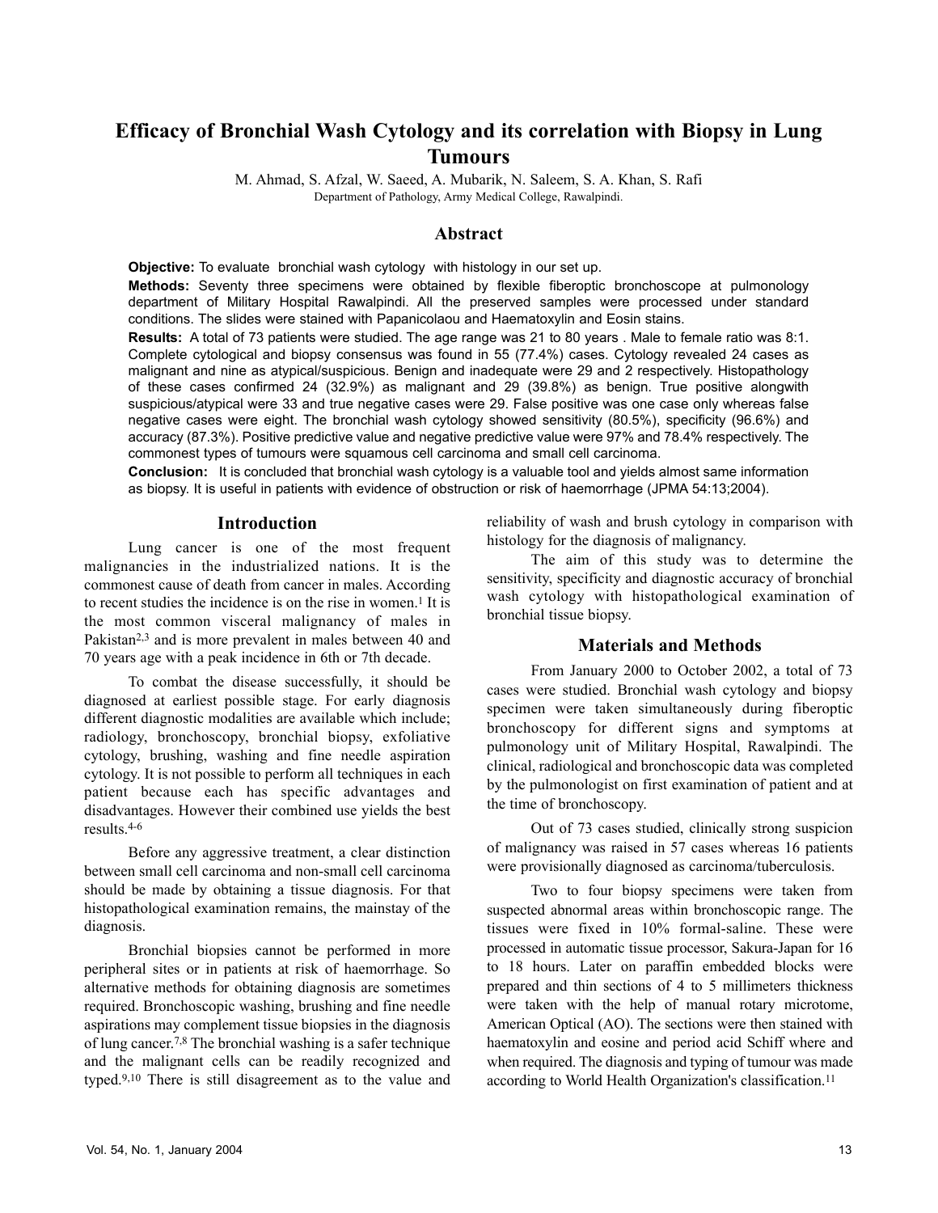# Efficacy of Bronchial Wash Cytology and its correlation with Biopsy in Lung Tumours

M. Ahmad, S. Afzal, W. Saeed, A. Mubarik, N. Saleem, S. A. Khan, S. Rafi

Department of Pathology, Army Medical College, Rawalpindi.

## Abstract

**Objective:** To evaluate bronchial wash cytology with histology in our set up.

**Methods:** Seventy three specimens were obtained by flexible fiberoptic bronchoscope at pulmonology department of Military Hospital Rawalpindi. All the preserved samples were processed under standard conditions. The slides were stained with Papanicolaou and Haematoxylin and Eosin stains.

**Results:** A total of 73 patients were studied. The age range was 21 to 80 years . Male to female ratio was 8:1. Complete cytological and biopsy consensus was found in 55 (77.4%) cases. Cytology revealed 24 cases as malignant and nine as atypical/suspicious. Benign and inadequate were 29 and 2 respectively. Histopathology of these cases confirmed 24 (32.9%) as malignant and 29 (39.8%) as benign. True positive alongwith suspicious/atypical were 33 and true negative cases were 29. False positive was one case only whereas false negative cases were eight. The bronchial wash cytology showed sensitivity (80.5%), specificity (96.6%) and accuracy (87.3%). Positive predictive value and negative predictive value were 97% and 78.4% respectively. The commonest types of tumours were squamous cell carcinoma and small cell carcinoma.

**Conclusion:** It is concluded that bronchial wash cytology is a valuable tool and yields almost same information as biopsy. It is useful in patients with evidence of obstruction or risk of haemorrhage (JPMA 54:13;2004).

## Introduction

Lung cancer is one of the most frequent malignancies in the industrialized nations. It is the commonest cause of death from cancer in males. According to recent studies the incidence is on the rise in women.[1] It is the most common visceral malignancy of males in Pakistan[2,3] and is more prevalent in males between 40 and 70 years age with a peak incidence in 6th or 7th decade.

To combat the disease successfully, it should be diagnosed at earliest possible stage. For early diagnosis different diagnostic modalities are available which include; radiology, bronchoscopy, bronchial biopsy, exfoliative cytology, brushing, washing and fine needle aspiration cytology. It is not possible to perform all techniques in each patient because each has specific advantages and disadvantages. However their combined use yields the best results.[4-6]

Before any aggressive treatment, a clear distinction between small cell carcinoma and non-small cell carcinoma should be made by obtaining a tissue diagnosis. For that histopathological examination remains, the mainstay of the diagnosis.

Bronchial biopsies cannot be performed in more peripheral sites or in patients at risk of haemorrhage. So alternative methods for obtaining diagnosis are sometimes required. Bronchoscopic washing, brushing and fine needle aspirations may complement tissue biopsies in the diagnosis of lung cancer.[7,8] The bronchial washing is a safer technique and the malignant cells can be readily recognized and typed.[9,10] There is still disagreement as to the value and reliability of wash and brush cytology in comparison with histology for the diagnosis of malignancy.

The aim of this study was to determine the sensitivity, specificity and diagnostic accuracy of bronchial wash cytology with histopathological examination of bronchial tissue biopsy.

## Materials and Methods

From January 2000 to October 2002, a total of 73 cases were studied. Bronchial wash cytology and biopsy specimen were taken simultaneously during fiberoptic bronchoscopy for different signs and symptoms at pulmonology unit of Military Hospital, Rawalpindi. The clinical, radiological and bronchoscopic data was completed by the pulmonologist on first examination of patient and at the time of bronchoscopy.

Out of 73 cases studied, clinically strong suspicion of malignancy was raised in 57 cases whereas 16 patients were provisionally diagnosed as carcinoma/tuberculosis.

Two to four biopsy specimens were taken from suspected abnormal areas within bronchoscopic range. The tissues were fixed in 10% formal-saline. These were processed in automatic tissue processor, Sakura-Japan for 16 to 18 hours. Later on paraffin embedded blocks were prepared and thin sections of 4 to 5 millimeters thickness were taken with the help of manual rotary microtome, American Optical (AO). The sections were then stained with haematoxylin and eosine and period acid Schiff where and when required. The diagnosis and typing of tumour was made according to World Health Organization's classification.[11]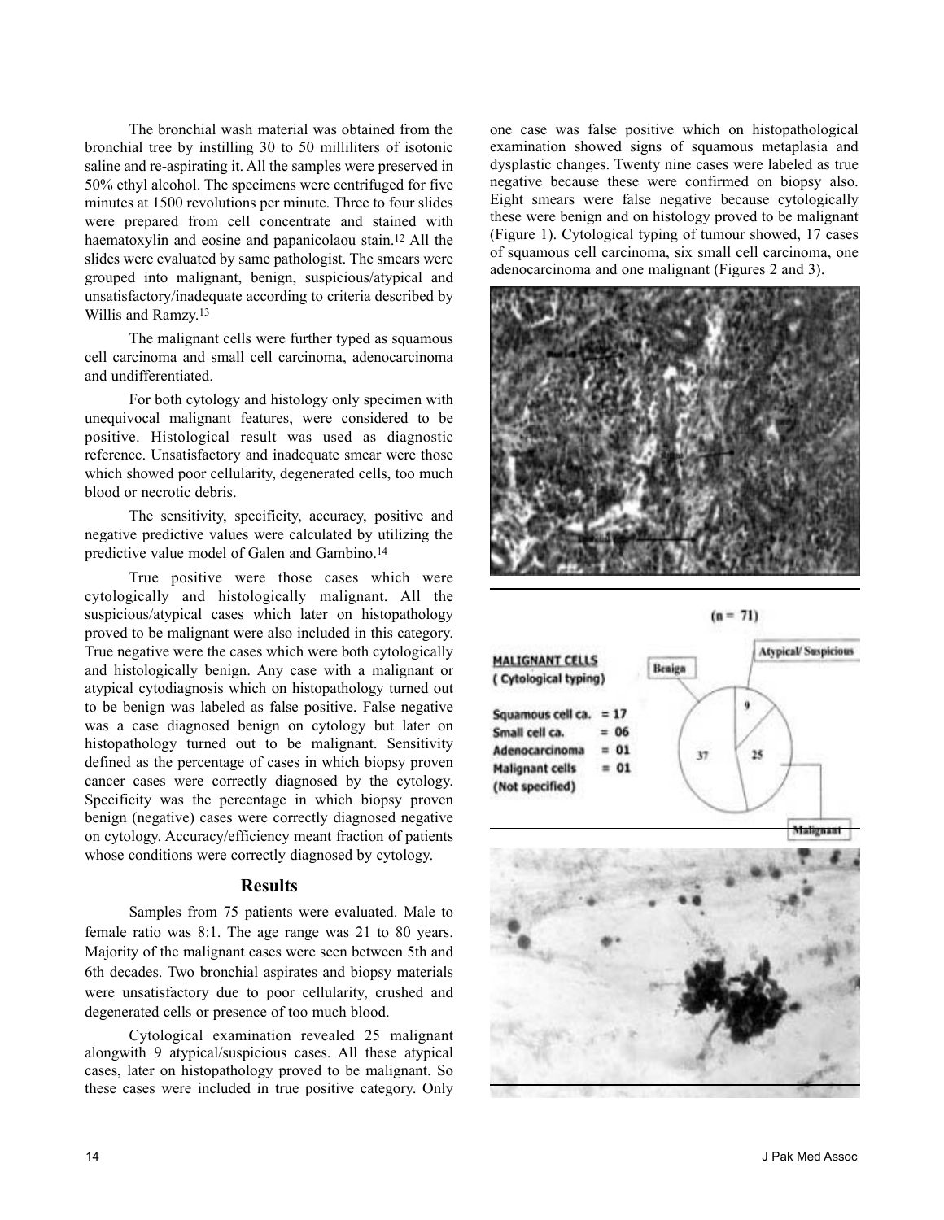The bronchial wash material was obtained from the bronchial tree by instilling 30 to 50 milliliters of isotonic saline and re-aspirating it. All the samples were preserved in 50% ethyl alcohol. The specimens were centrifuged for five minutes at 1500 revolutions per minute. Three to four slides were prepared from cell concentrate and stained with haematoxylin and eosine and papanicolaou stain.[12] All the slides were evaluated by same pathologist. The smears were grouped into malignant, benign, suspicious/atypical and unsatisfactory/inadequate according to criteria described by Willis and Ramzy.[13]

The malignant cells were further typed as squamous cell carcinoma and small cell carcinoma, adenocarcinoma and undifferentiated.

For both cytology and histology only specimen with unequivocal malignant features, were considered to be positive. Histological result was used as diagnostic reference. Unsatisfactory and inadequate smear were those which showed poor cellularity, degenerated cells, too much blood or necrotic debris.

The sensitivity, specificity, accuracy, positive and negative predictive values were calculated by utilizing the predictive value model of Galen and Gambino.[14]

True positive were those cases which were cytologically and histologically malignant. All the suspicious/atypical cases which later on histopathology proved to be malignant were also included in this category. True negative were the cases which were both cytologically and histologically benign. Any case with a malignant or atypical cytodiagnosis which on histopathology turned out to be benign was labeled as false positive. False negative was a case diagnosed benign on cytology but later on histopathology turned out to be malignant. Sensitivity defined as the percentage of cases in which biopsy proven cancer cases were correctly diagnosed by the cytology. Specificity was the percentage in which biopsy proven benign (negative) cases were correctly diagnosed negative on cytology. Accuracy/efficiency meant fraction of patients whose conditions were correctly diagnosed by cytology.

## Results

Samples from 75 patients were evaluated. Male to female ratio was 8:1. The age range was 21 to 80 years. Majority of the malignant cases were seen between 5th and 6th decades. Two bronchial aspirates and biopsy materials were unsatisfactory due to poor cellularity, crushed and degenerated cells or presence of too much blood.

Cytological examination revealed 25 malignant alongwith 9 atypical/suspicious cases. All these atypical cases, later on histopathology proved to be malignant. So these cases were included in true positive category. Only one case was false positive which on histopathological examination showed signs of squamous metaplasia and dysplastic changes. Twenty nine cases were labeled as true negative because these were confirmed on biopsy also. Eight smears were false negative because cytologically these were benign and on histology proved to be malignant (Figure 1). Cytological typing of tumour showed, 17 cases of squamous cell carcinoma, six small cell carcinoma, one adenocarcinoma and one malignant (Figures 2 and 3).

(n = 71)

MALIGNANT CELLS (Cytological typing)

Squamous cell ca. = 17
Small cell ca. = 06
Adenocarcinoma = 01
Malignant cells (Not specified) = 01

Benign 37; Atypical/Suspicious 9; Malignant 25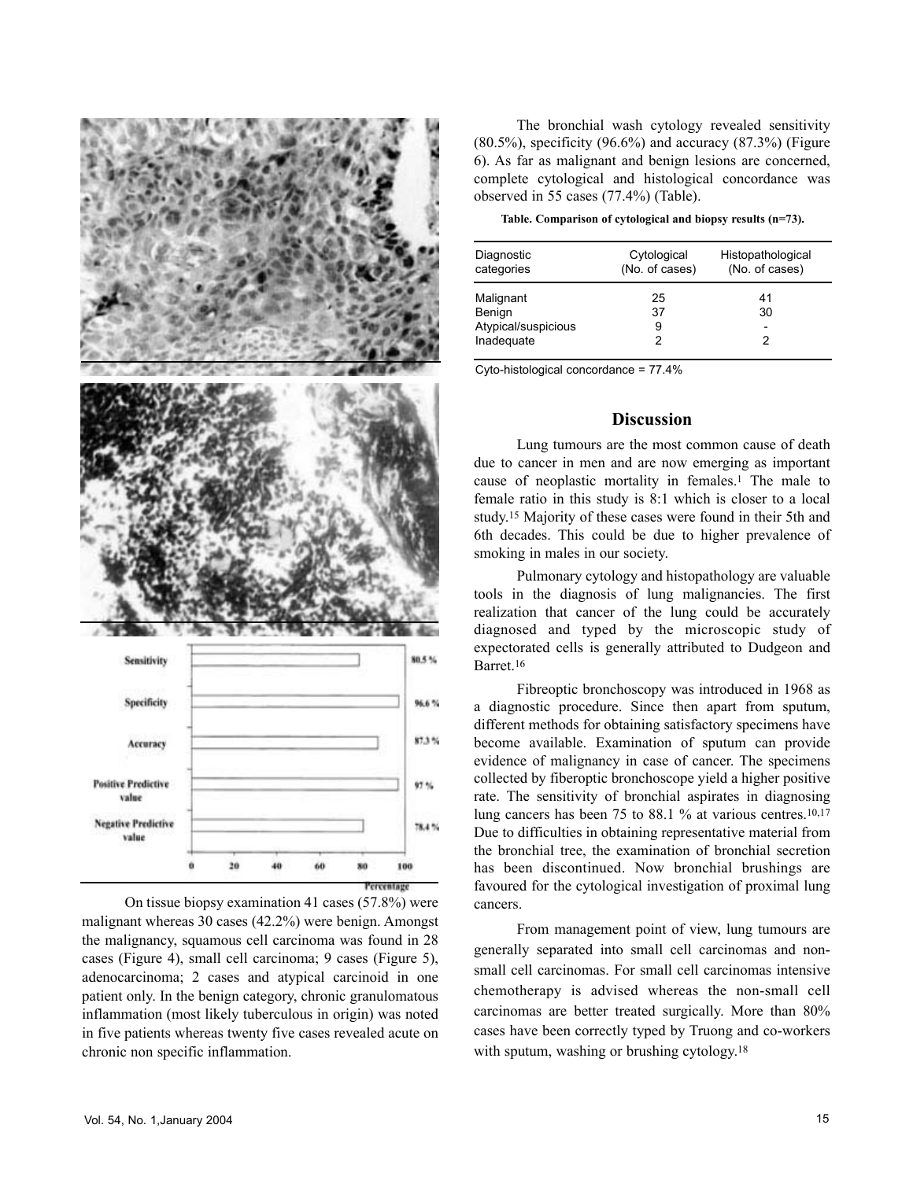On tissue biopsy examination 41 cases (57.8%) were malignant whereas 30 cases (42.2%) were benign. Amongst the malignancy, squamous cell carcinoma was found in 28 cases (Figure 4), small cell carcinoma; 9 cases (Figure 5), adenocarcinoma; 2 cases and atypical carcinoid in one patient only. In the benign category, chronic granulomatous inflammation (most likely tuberculous in origin) was noted in five patients whereas twenty five cases revealed acute on chronic non specific inflammation.

The bronchial wash cytology revealed sensitivity (80.5%), specificity (96.6%) and accuracy (87.3%) (Figure 6). As far as malignant and benign lesions are concerned, complete cytological and histological concordance was observed in 55 cases (77.4%) (Table).

**Table. Comparison of cytological and biopsy results (n=73).**

| Diagnostic categories | Cytological (No. of cases) | Histopathological (No. of cases) |
|---|---|---|
| Malignant | 25 | 41 |
| Benign | 37 | 30 |
| Atypical/suspicious | 9 | - |
| Inadequate | 2 | 2 |

Cyto-histological concordance = 77.4%

## Discussion

Lung tumours are the most common cause of death due to cancer in men and are now emerging as important cause of neoplastic mortality in females.[1] The male to female ratio in this study is 8:1 which is closer to a local study.[15] Majority of these cases were found in their 5th and 6th decades. This could be due to higher prevalence of smoking in males in our society.

Pulmonary cytology and histopathology are valuable tools in the diagnosis of lung malignancies. The first realization that cancer of the lung could be accurately diagnosed and typed by the microscopic study of expectorated cells is generally attributed to Dudgeon and Barret.[16]

Fibreoptic bronchoscopy was introduced in 1968 as a diagnostic procedure. Since then apart from sputum, different methods for obtaining satisfactory specimens have become available. Examination of sputum can provide evidence of malignancy in case of cancer. The specimens collected by fiberoptic bronchoscope yield a higher positive rate. The sensitivity of bronchial aspirates in diagnosing lung cancers has been 75 to 88.1 % at various centres.[10,17] Due to difficulties in obtaining representative material from the bronchial tree, the examination of bronchial secretion has been discontinued. Now bronchial brushings are favoured for the cytological investigation of proximal lung cancers.

From management point of view, lung tumours are generally separated into small cell carcinomas and non-small cell carcinomas. For small cell carcinomas intensive chemotherapy is advised whereas the non-small cell carcinomas are better treated surgically. More than 80% cases have been correctly typed by Truong and co-workers with sputum, washing or brushing cytology.[18]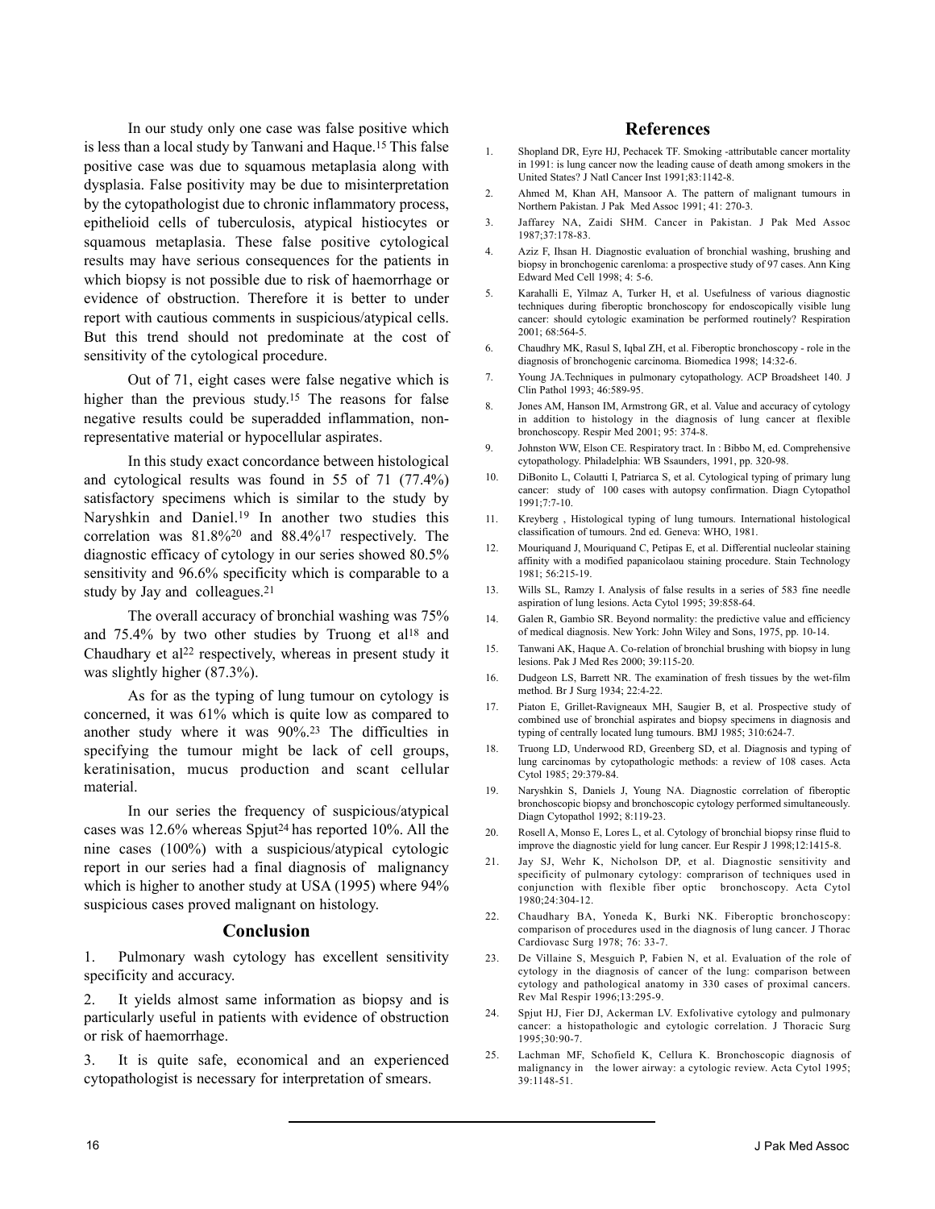In our study only one case was false positive which is less than a local study by Tanwani and Haque.[15] This false positive case was due to squamous metaplasia along with dysplasia. False positivity may be due to misinterpretation by the cytopathologist due to chronic inflammatory process, epithelioid cells of tuberculosis, atypical histiocytes or squamous metaplasia. These false positive cytological results may have serious consequences for the patients in which biopsy is not possible due to risk of haemorrhage or evidence of obstruction. Therefore it is better to under report with cautious comments in suspicious/atypical cells. But this trend should not predominate at the cost of sensitivity of the cytological procedure.

Out of 71, eight cases were false negative which is higher than the previous study.[15] The reasons for false negative results could be superadded inflammation, non-representative material or hypocellular aspirates.

In this study exact concordance between histological and cytological results was found in 55 of 71 (77.4%) satisfactory specimens which is similar to the study by Naryshkin and Daniel.[19] In another two studies this correlation was 81.8%[20] and 88.4%[17] respectively. The diagnostic efficacy of cytology in our series showed 80.5% sensitivity and 96.6% specificity which is comparable to a study by Jay and colleagues.[21]

The overall accuracy of bronchial washing was 75% and 75.4% by two other studies by Truong et al[18] and Chaudhary et al[22] respectively, whereas in present study it was slightly higher (87.3%).

As for as the typing of lung tumour on cytology is concerned, it was 61% which is quite low as compared to another study where it was 90%.[23] The difficulties in specifying the tumour might be lack of cell groups, keratinisation, mucus production and scant cellular material.

In our series the frequency of suspicious/atypical cases was 12.6% whereas Spjut[24] has reported 10%. All the nine cases (100%) with a suspicious/atypical cytologic report in our series had a final diagnosis of malignancy which is higher to another study at USA (1995) where 94% suspicious cases proved malignant on histology.

## Conclusion

1. Pulmonary wash cytology has excellent sensitivity specificity and accuracy.

2. It yields almost same information as biopsy and is particularly useful in patients with evidence of obstruction or risk of haemorrhage.

3. It is quite safe, economical and an experienced cytopathologist is necessary for interpretation of smears.

## References

1. Shopland DR, Eyre HJ, Pechacek TF. Smoking -attributable cancer mortality in 1991: is lung cancer now the leading cause of death among smokers in the United States? J Natl Cancer Inst 1991;83:1142-8.
2. Ahmed M, Khan AH, Mansoor A. The pattern of malignant tumours in Northern Pakistan. J Pak Med Assoc 1991; 41: 270-3.
3. Jaffarey NA, Zaidi SHM. Cancer in Pakistan. J Pak Med Assoc 1987;37:178-83.
4. Aziz F, Ihsan H. Diagnostic evaluation of bronchial washing, brushing and biopsy in bronchogenic carenloma: a prospective study of 97 cases. Ann King Edward Med Cell 1998; 4: 5-6.
5. Karahalli E, Yilmaz A, Turker H, et al. Usefulness of various diagnostic techniques during fiberoptic bronchoscopy for endoscopically visible lung cancer: should cytologic examination be performed routinely? Respiration 2001; 68:564-5.
6. Chaudhry MK, Rasul S, Iqbal ZH, et al. Fiberoptic bronchoscopy - role in the diagnosis of bronchogenic carcinoma. Biomedica 1998; 14:32-6.
7. Young JA.Techniques in pulmonary cytopathology. ACP Broadsheet 140. J Clin Pathol 1993; 46:589-95.
8. Jones AM, Hanson IM, Armstrong GR, et al. Value and accuracy of cytology in addition to histology in the diagnosis of lung cancer at flexible bronchoscopy. Respir Med 2001; 95: 374-8.
9. Johnston WW, Elson CE. Respiratory tract. In : Bibbo M, ed. Comprehensive cytopathology. Philadelphia: WB Ssaunders, 1991, pp. 320-98.
10. DiBonito L, Colautti I, Patriarca S, et al. Cytological typing of primary lung cancer: study of 100 cases with autopsy confirmation. Diagn Cytopathol 1991;7:7-10.
11. Kreyberg , Histological typing of lung tumours. International histological classification of tumours. 2nd ed. Geneva: WHO, 1981.
12. Mouriquand J, Mouriquand C, Petipas E, et al. Differential nucleolar staining affinity with a modified papanicolaou staining procedure. Stain Technology 1981; 56:215-19.
13. Wills SL, Ramzy I. Analysis of false results in a series of 583 fine needle aspiration of lung lesions. Acta Cytol 1995; 39:858-64.
14. Galen R, Gambio SR. Beyond normality: the predictive value and efficiency of medical diagnosis. New York: John Wiley and Sons, 1975, pp. 10-14.
15. Tanwani AK, Haque A. Co-relation of bronchial brushing with biopsy in lung lesions. Pak J Med Res 2000; 39:115-20.
16. Dudgeon LS, Barrett NR. The examination of fresh tissues by the wet-film method. Br J Surg 1934; 22:4-22.
17. Piaton E, Grillet-Ravigneaux MH, Saugier B, et al. Prospective study of combined use of bronchial aspirates and biopsy specimens in diagnosis and typing of centrally located lung tumours. BMJ 1985; 310:624-7.
18. Truong LD, Underwood RD, Greenberg SD, et al. Diagnosis and typing of lung carcinomas by cytopathologic methods: a review of 108 cases. Acta Cytol 1985; 29:379-84.
19. Naryshkin S, Daniels J, Young NA. Diagnostic correlation of fiberoptic bronchoscopic biopsy and bronchoscopic cytology performed simultaneously. Diagn Cytopathol 1992; 8:119-23.
20. Rosell A, Monso E, Lores L, et al. Cytology of bronchial biopsy rinse fluid to improve the diagnostic yield for lung cancer. Eur Respir J 1998;12:1415-8.
21. Jay SJ, Wehr K, Nicholson DP, et al. Diagnostic sensitivity and specificity of pulmonary cytology: comprarison of techniques used in conjunction with flexible fiber optic bronchoscopy. Acta Cytol 1980;24:304-12.
22. Chaudhary BA, Yoneda K, Burki NK. Fiberoptic bronchoscopy: comparison of procedures used in the diagnosis of lung cancer. J Thorac Cardiovasc Surg 1978; 76: 33-7.
23. De Villaine S, Mesguich P, Fabien N, et al. Evaluation of the role of cytology in the diagnosis of cancer of the lung: comparison between cytology and pathological anatomy in 330 cases of proximal cancers. Rev Mal Respir 1996;13:295-9.
24. Spjut HJ, Fier DJ, Ackerman LV. Exfolivative cytology and pulmonary cancer: a histopathologic and cytologic correlation. J Thoracic Surg 1995;30:90-7.
25. Lachman MF, Schofield K, Cellura K. Bronchoscopic diagnosis of malignancy in the lower airway: a cytologic review. Acta Cytol 1995; 39:1148-51.